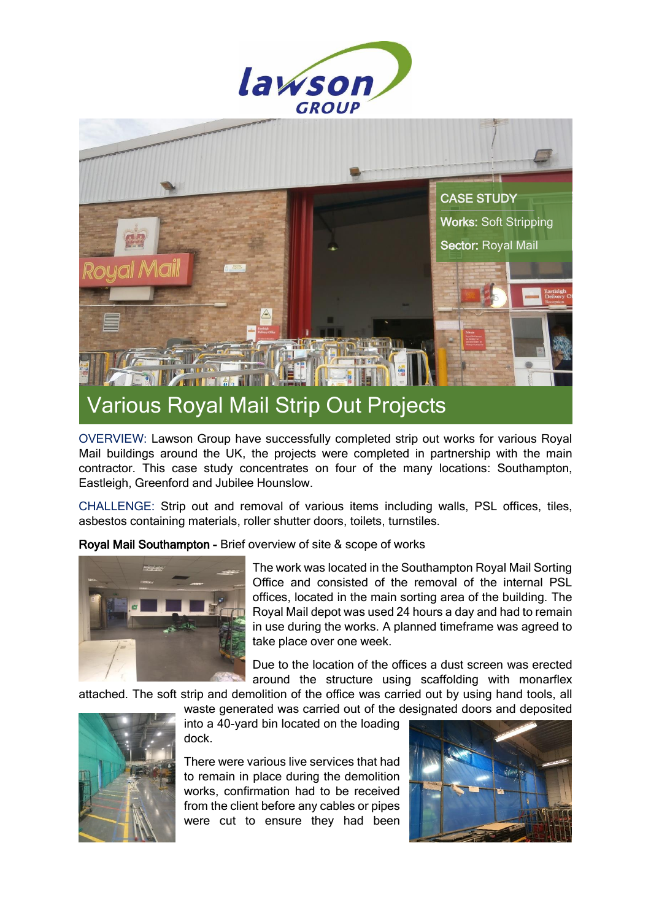CASE STUDY

**Works:** Soft Stripping

**Sector:** Royal Mail

# Various Royal Mail Strip Out Projects

OVERVIEW: Lawson Group have successfully completed strip out works for various Royal Mail buildings around the UK, the projects were completed in partnership with the main contractor. This case study concentrates on four of the many locations: Southampton, Eastleigh, Greenford and Jubilee Hounslow.

CHALLENGE: Strip out and removal of various items including walls, PSL offices, tiles, asbestos containing materials, roller shutter doors, toilets, turnstiles.

**Royal Mail Southampton -** Brief overview of site & scope of works

The work was located in the Southampton Royal Mail Sorting Office and consisted of the removal of the internal PSL offices, located in the main sorting area of the building. The Royal Mail depot was used 24 hours a day and had to remain in use during the works. A planned timeframe was agreed to take place over one week.

Due to the location of the offices a dust screen was erected around the structure using scaffolding with monarflex attached. The soft strip and demolition of the office was carried out by using hand tools, all waste generated was carried out of the designated doors and deposited into a 40-yard bin located on the loading dock.

There were various live services that had to remain in place during the demolition works, confirmation had to be received from the client before any cables or pipes were cut to ensure they had been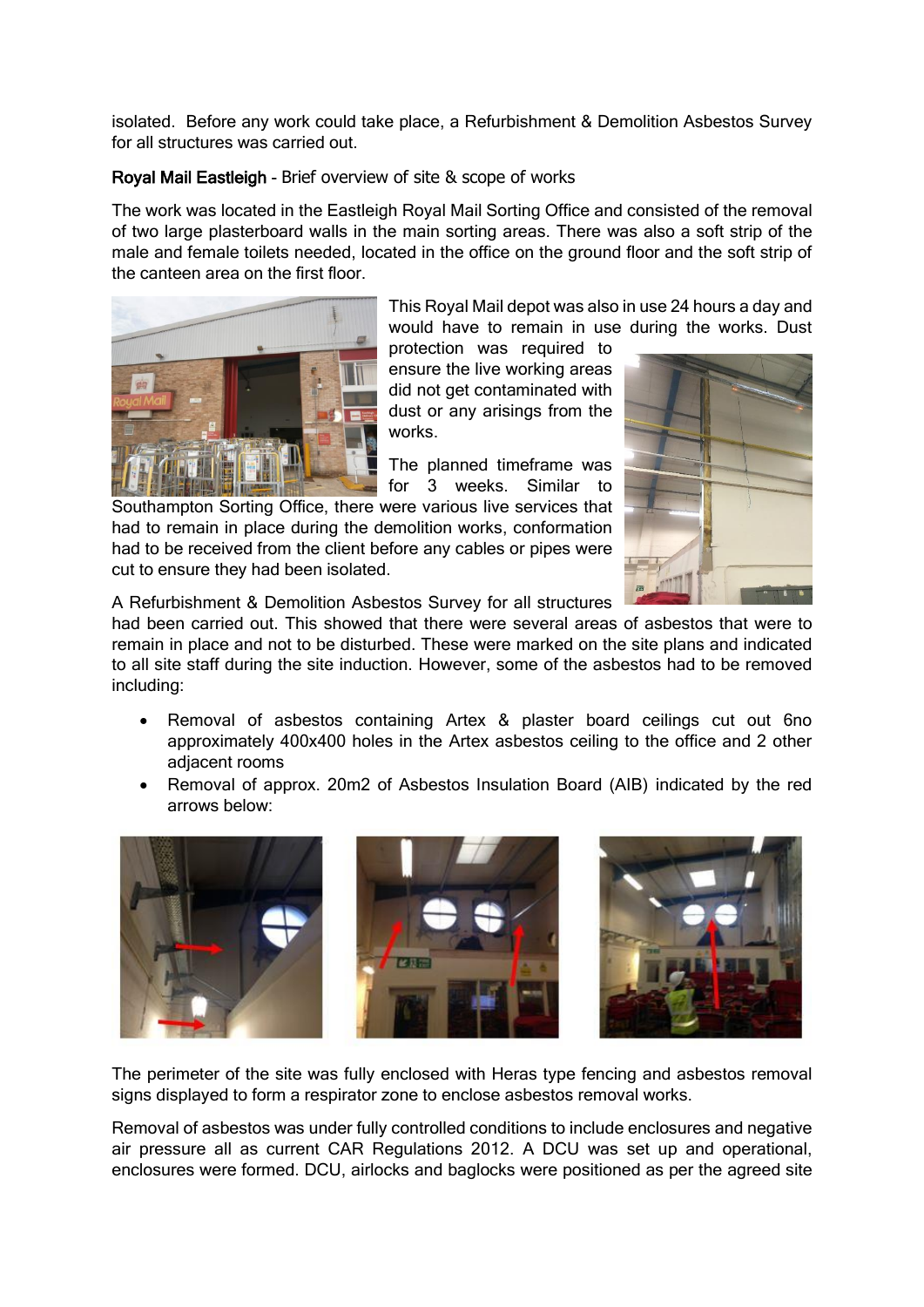isolated. Before any work could take place, a Refurbishment & Demolition Asbestos Survey for all structures was carried out.

**Royal Mail Eastleigh** - Brief overview of site & scope of works

The work was located in the Eastleigh Royal Mail Sorting Office and consisted of the removal of two large plasterboard walls in the main sorting areas. There was also a soft strip of the male and female toilets needed, located in the office on the ground floor and the soft strip of the canteen area on the first floor.

This Royal Mail depot was also in use 24 hours a day and would have to remain in use during the works. Dust protection was required to ensure the live working areas did not get contaminated with dust or any arisings from the works.

The planned timeframe was for 3 weeks. Similar to Southampton Sorting Office, there were various live services that had to remain in place during the demolition works, conformation had to be received from the client before any cables or pipes were cut to ensure they had been isolated.

A Refurbishment & Demolition Asbestos Survey for all structures had been carried out. This showed that there were several areas of asbestos that were to remain in place and not to be disturbed. These were marked on the site plans and indicated to all site staff during the site induction. However, some of the asbestos had to be removed including:

- Removal of asbestos containing Artex & plaster board ceilings cut out 6no approximately 400x400 holes in the Artex asbestos ceiling to the office and 2 other adjacent rooms
- Removal of approx. 20m2 of Asbestos Insulation Board (AIB) indicated by the red arrows below:

The perimeter of the site was fully enclosed with Heras type fencing and asbestos removal signs displayed to form a respirator zone to enclose asbestos removal works.

Removal of asbestos was under fully controlled conditions to include enclosures and negative air pressure all as current CAR Regulations 2012. A DCU was set up and operational, enclosures were formed. DCU, airlocks and baglocks were positioned as per the agreed site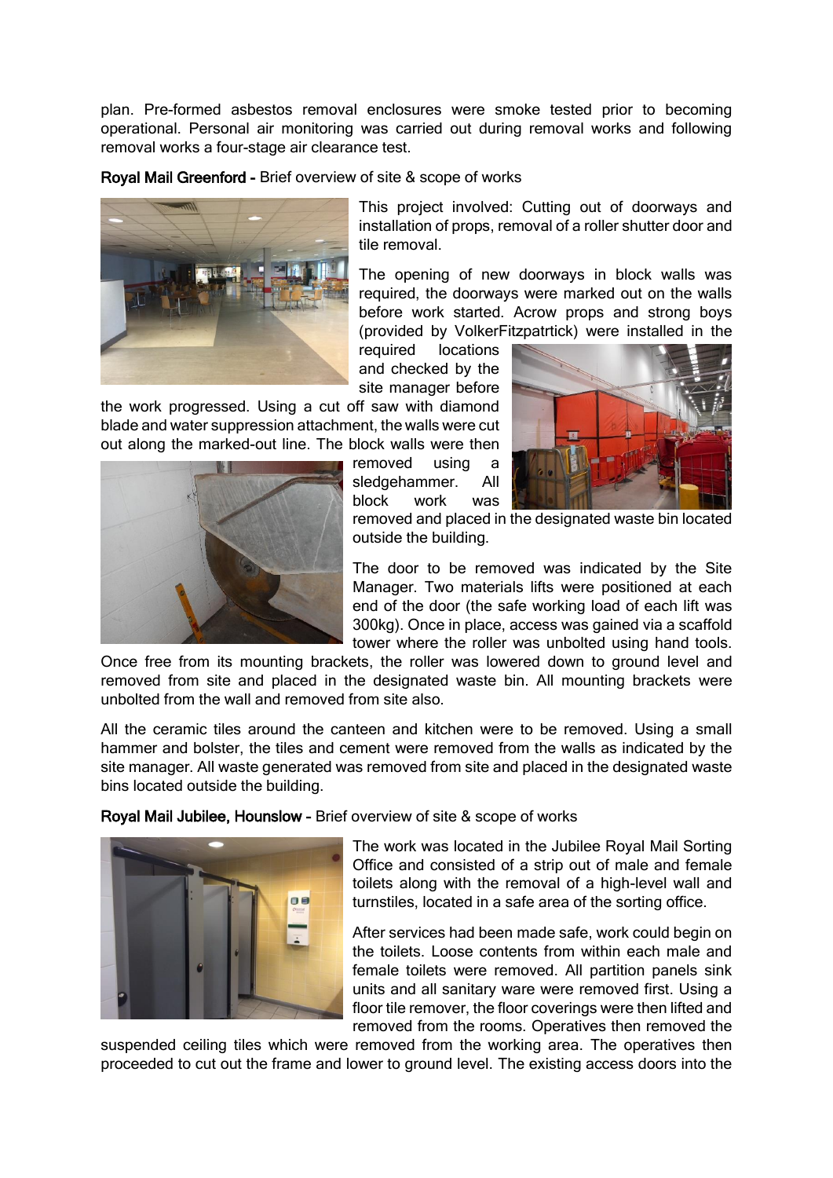plan. Pre-formed asbestos removal enclosures were smoke tested prior to becoming operational. Personal air monitoring was carried out during removal works and following removal works a four-stage air clearance test.

**Royal Mail Greenford -** Brief overview of site & scope of works

This project involved: Cutting out of doorways and installation of props, removal of a roller shutter door and tile removal.

The opening of new doorways in block walls was required, the doorways were marked out on the walls before work started. Acrow props and strong boys (provided by VolkerFitzpatrtick) were installed in the required locations and checked by the site manager before the work progressed. Using a cut off saw with diamond blade and water suppression attachment, the walls were cut out along the marked-out line. The block walls were then removed using a sledgehammer. All block work was removed and placed in the designated waste bin located outside the building.

The door to be removed was indicated by the Site Manager. Two materials lifts were positioned at each end of the door (the safe working load of each lift was 300kg). Once in place, access was gained via a scaffold tower where the roller was unbolted using hand tools. Once free from its mounting brackets, the roller was lowered down to ground level and removed from site and placed in the designated waste bin. All mounting brackets were unbolted from the wall and removed from site also.

All the ceramic tiles around the canteen and kitchen were to be removed. Using a small hammer and bolster, the tiles and cement were removed from the walls as indicated by the site manager. All waste generated was removed from site and placed in the designated waste bins located outside the building.

**Royal Mail Jubilee, Hounslow -** Brief overview of site & scope of works

The work was located in the Jubilee Royal Mail Sorting Office and consisted of a strip out of male and female toilets along with the removal of a high-level wall and turnstiles, located in a safe area of the sorting office.

After services had been made safe, work could begin on the toilets. Loose contents from within each male and female toilets were removed. All partition panels sink units and all sanitary ware were removed first. Using a floor tile remover, the floor coverings were then lifted and removed from the rooms. Operatives then removed the suspended ceiling tiles which were removed from the working area. The operatives then proceeded to cut out the frame and lower to ground level. The existing access doors into the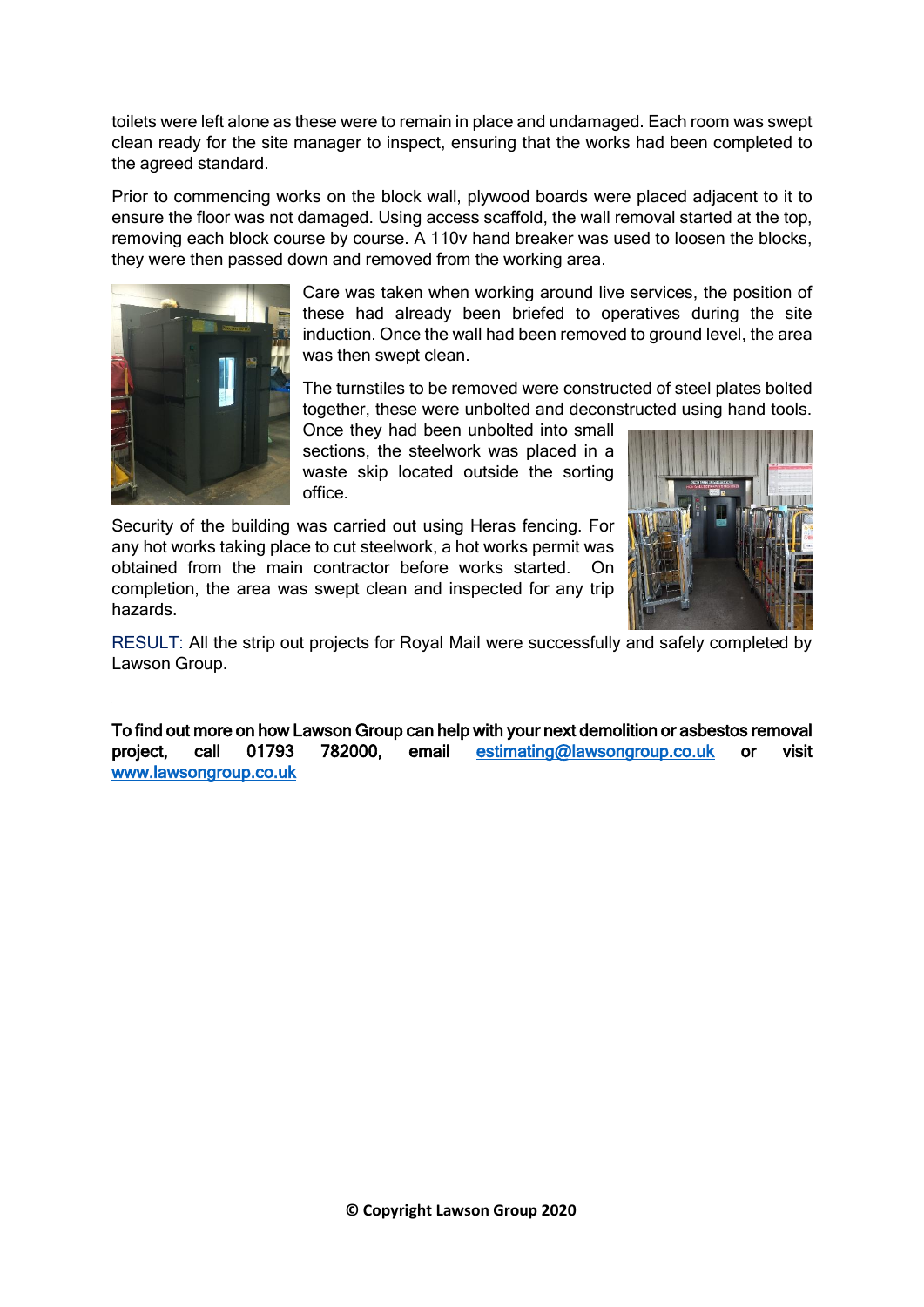toilets were left alone as these were to remain in place and undamaged. Each room was swept clean ready for the site manager to inspect, ensuring that the works had been completed to the agreed standard.

Prior to commencing works on the block wall, plywood boards were placed adjacent to it to ensure the floor was not damaged. Using access scaffold, the wall removal started at the top, removing each block course by course. A 110v hand breaker was used to loosen the blocks, they were then passed down and removed from the working area.

Care was taken when working around live services, the position of these had already been briefed to operatives during the site induction. Once the wall had been removed to ground level, the area was then swept clean.

The turnstiles to be removed were constructed of steel plates bolted together, these were unbolted and deconstructed using hand tools. Once they had been unbolted into small sections, the steelwork was placed in a waste skip located outside the sorting office.

Security of the building was carried out using Heras fencing. For any hot works taking place to cut steelwork, a hot works permit was obtained from the main contractor before works started. On completion, the area was swept clean and inspected for any trip hazards.

RESULT: All the strip out projects for Royal Mail were successfully and safely completed by Lawson Group.

**To find out more on how Lawson Group can help with your next demolition or asbestos removal project, call 01793 782000, email [estimating@lawsongroup.co.uk](mailto:estimating@lawsongroup.co.uk) or visit [www.lawsongroup.co.uk](http://www.lawsongroup.co.uk)**

**© Copyright Lawson Group 2020**